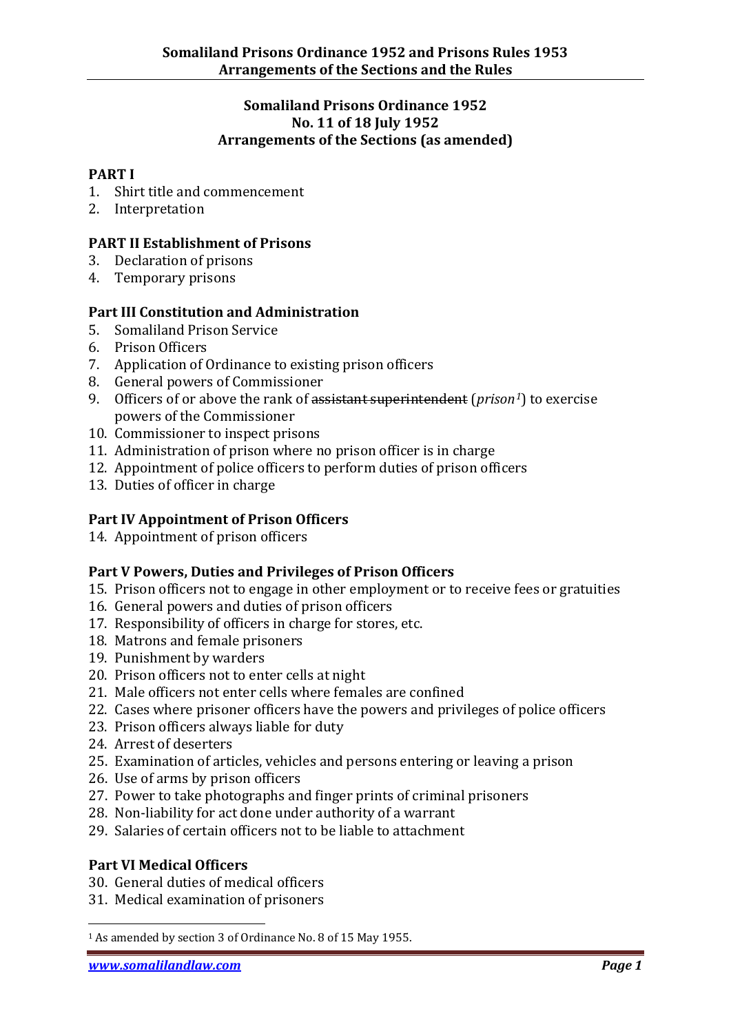# Somaliland Prisons Ordinance 1952 and Prisons Rules 1953
## Arrangements of the Sections and the Rules

### Somaliland Prisons Ordinance 1952
### No. 11 of 18 July 1952
### Arrangements of the Sections (as amended)

**PART I**

1. Shirt title and commencement
2. Interpretation

**PART II Establishment of Prisons**

3. Declaration of prisons
4. Temporary prisons

**Part III Constitution and Administration**

5. Somaliland Prison Service
6. Prison Officers
7. Application of Ordinance to existing prison officers
8. General powers of Commissioner
9. Officers of or above the rank of ~~assistant superintendent~~ (*prison*[1]) to exercise powers of the Commissioner
10. Commissioner to inspect prisons
11. Administration of prison where no prison officer is in charge
12. Appointment of police officers to perform duties of prison officers
13. Duties of officer in charge

**Part IV Appointment of Prison Officers**

14. Appointment of prison officers

**Part V Powers, Duties and Privileges of Prison Officers**

15. Prison officers not to engage in other employment or to receive fees or gratuities
16. General powers and duties of prison officers
17. Responsibility of officers in charge for stores, etc.
18. Matrons and female prisoners
19. Punishment by warders
20. Prison officers not to enter cells at night
21. Male officers not enter cells where females are confined
22. Cases where prisoner officers have the powers and privileges of police officers
23. Prison officers always liable for duty
24. Arrest of deserters
25. Examination of articles, vehicles and persons entering or leaving a prison
26. Use of arms by prison officers
27. Power to take photographs and finger prints of criminal prisoners
28. Non-liability for act done under authority of a warrant
29. Salaries of certain officers not to be liable to attachment

**Part VI Medical Officers**

30. General duties of medical officers
31. Medical examination of prisoners

[1] As amended by section 3 of Ordinance No. 8 of 15 May 1955.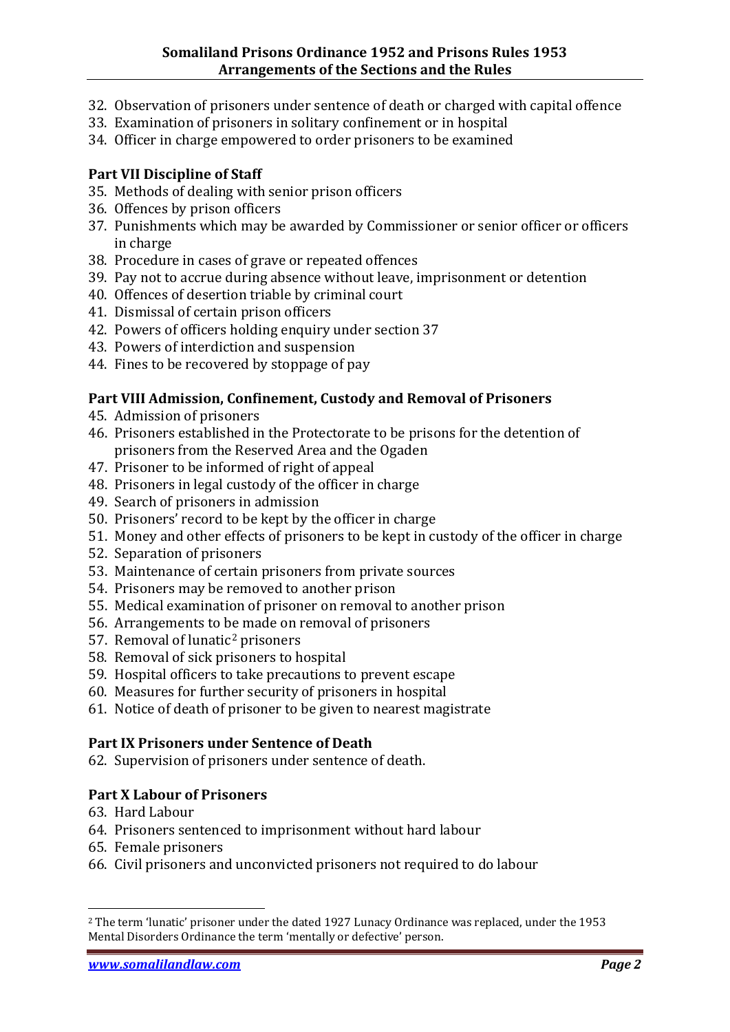32. Observation of prisoners under sentence of death or charged with capital offence
33. Examination of prisoners in solitary confinement or in hospital
34. Officer in charge empowered to order prisoners to be examined

**Part VII Discipline of Staff**

35. Methods of dealing with senior prison officers
36. Offences by prison officers
37. Punishments which may be awarded by Commissioner or senior officer or officers in charge
38. Procedure in cases of grave or repeated offences
39. Pay not to accrue during absence without leave, imprisonment or detention
40. Offences of desertion triable by criminal court
41. Dismissal of certain prison officers
42. Powers of officers holding enquiry under section 37
43. Powers of interdiction and suspension
44. Fines to be recovered by stoppage of pay

**Part VIII Admission, Confinement, Custody and Removal of Prisoners**

45. Admission of prisoners
46. Prisoners established in the Protectorate to be prisons for the detention of prisoners from the Reserved Area and the Ogaden
47. Prisoner to be informed of right of appeal
48. Prisoners in legal custody of the officer in charge
49. Search of prisoners in admission
50. Prisoners' record to be kept by the officer in charge
51. Money and other effects of prisoners to be kept in custody of the officer in charge
52. Separation of prisoners
53. Maintenance of certain prisoners from private sources
54. Prisoners may be removed to another prison
55. Medical examination of prisoner on removal to another prison
56. Arrangements to be made on removal of prisoners
57. Removal of lunatic[2] prisoners
58. Removal of sick prisoners to hospital
59. Hospital officers to take precautions to prevent escape
60. Measures for further security of prisoners in hospital
61. Notice of death of prisoner to be given to nearest magistrate

**Part IX Prisoners under Sentence of Death**

62. Supervision of prisoners under sentence of death.

**Part X Labour of Prisoners**

63. Hard Labour
64. Prisoners sentenced to imprisonment without hard labour
65. Female prisoners
66. Civil prisoners and unconvicted prisoners not required to do labour

---

[2] The term 'lunatic' prisoner under the dated 1927 Lunacy Ordinance was replaced, under the 1953 Mental Disorders Ordinance the term 'mentally or defective' person.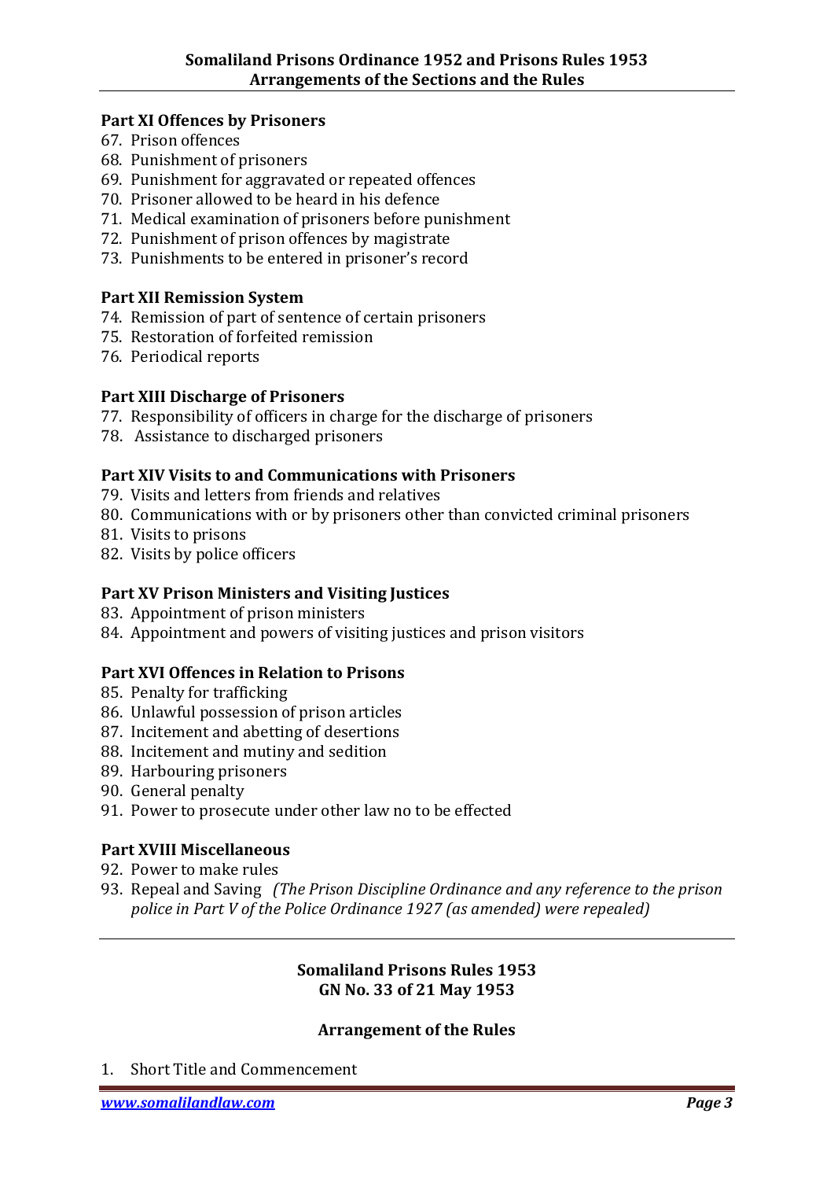### Part XI Offences by Prisoners

67. Prison offences
68. Punishment of prisoners
69. Punishment for aggravated or repeated offences
70. Prisoner allowed to be heard in his defence
71. Medical examination of prisoners before punishment
72. Punishment of prison offences by magistrate
73. Punishments to be entered in prisoner's record

### Part XII Remission System

74. Remission of part of sentence of certain prisoners
75. Restoration of forfeited remission
76. Periodical reports

### Part XIII Discharge of Prisoners

77. Responsibility of officers in charge for the discharge of prisoners
78. Assistance to discharged prisoners

### Part XIV Visits to and Communications with Prisoners

79. Visits and letters from friends and relatives
80. Communications with or by prisoners other than convicted criminal prisoners
81. Visits to prisons
82. Visits by police officers

### Part XV Prison Ministers and Visiting Justices

83. Appointment of prison ministers
84. Appointment and powers of visiting justices and prison visitors

### Part XVI Offences in Relation to Prisons

85. Penalty for trafficking
86. Unlawful possession of prison articles
87. Incitement and abetting of desertions
88. Incitement and mutiny and sedition
89. Harbouring prisoners
90. General penalty
91. Power to prosecute under other law no to be effected

### Part XVIII Miscellaneous

92. Power to make rules
93. Repeal and Saving *(The Prison Discipline Ordinance and any reference to the prison police in Part V of the Police Ordinance 1927 (as amended) were repealed)*

---

## Somaliland Prisons Rules 1953
## GN No. 33 of 21 May 1953

### Arrangement of the Rules

1. Short Title and Commencement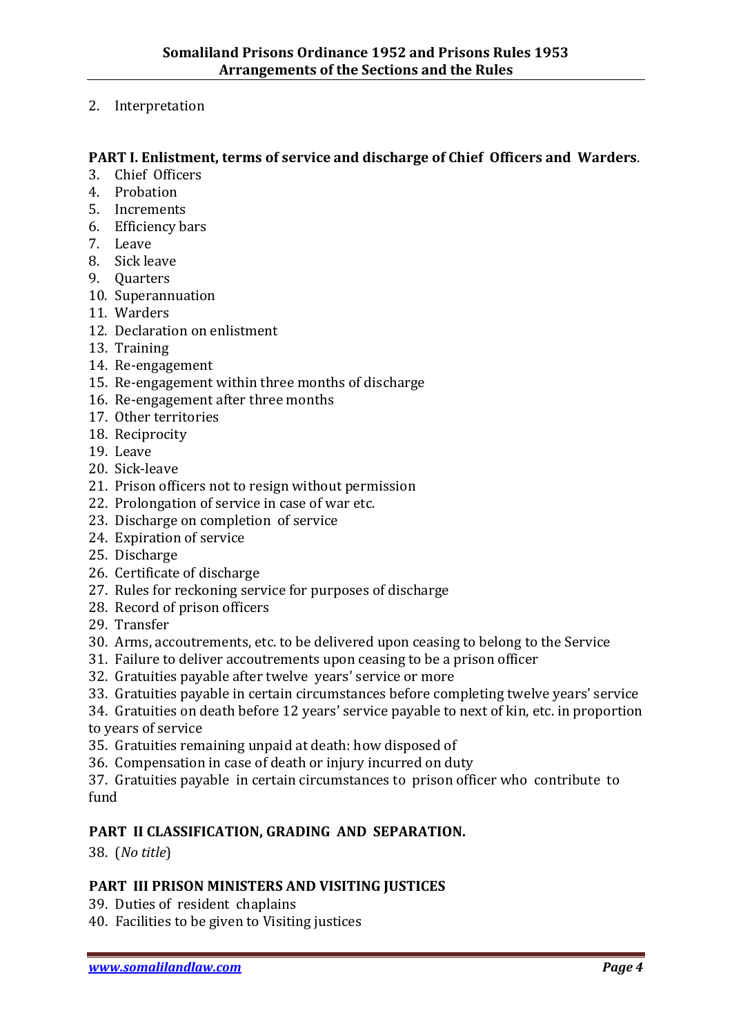2. Interpretation

**PART I. Enlistment, terms of service and discharge of Chief Officers and Warders**.

3. Chief Officers
4. Probation
5. Increments
6. Efficiency bars
7. Leave
8. Sick leave
9. Quarters
10. Superannuation
11. Warders
12. Declaration on enlistment
13. Training
14. Re-engagement
15. Re-engagement within three months of discharge
16. Re-engagement after three months
17. Other territories
18. Reciprocity
19. Leave
20. Sick-leave
21. Prison officers not to resign without permission
22. Prolongation of service in case of war etc.
23. Discharge on completion of service
24. Expiration of service
25. Discharge
26. Certificate of discharge
27. Rules for reckoning service for purposes of discharge
28. Record of prison officers
29. Transfer
30. Arms, accoutrements, etc. to be delivered upon ceasing to belong to the Service
31. Failure to deliver accoutrements upon ceasing to be a prison officer
32. Gratuities payable after twelve years' service or more
33. Gratuities payable in certain circumstances before completing twelve years' service
34. Gratuities on death before 12 years' service payable to next of kin, etc. in proportion to years of service
35. Gratuities remaining unpaid at death: how disposed of
36. Compensation in case of death or injury incurred on duty
37. Gratuities payable in certain circumstances to prison officer who contribute to fund

**PART II CLASSIFICATION, GRADING AND SEPARATION.**

38. (*No title*)

**PART III PRISON MINISTERS AND VISITING JUSTICES**

39. Duties of resident chaplains
40. Facilities to be given to Visiting justices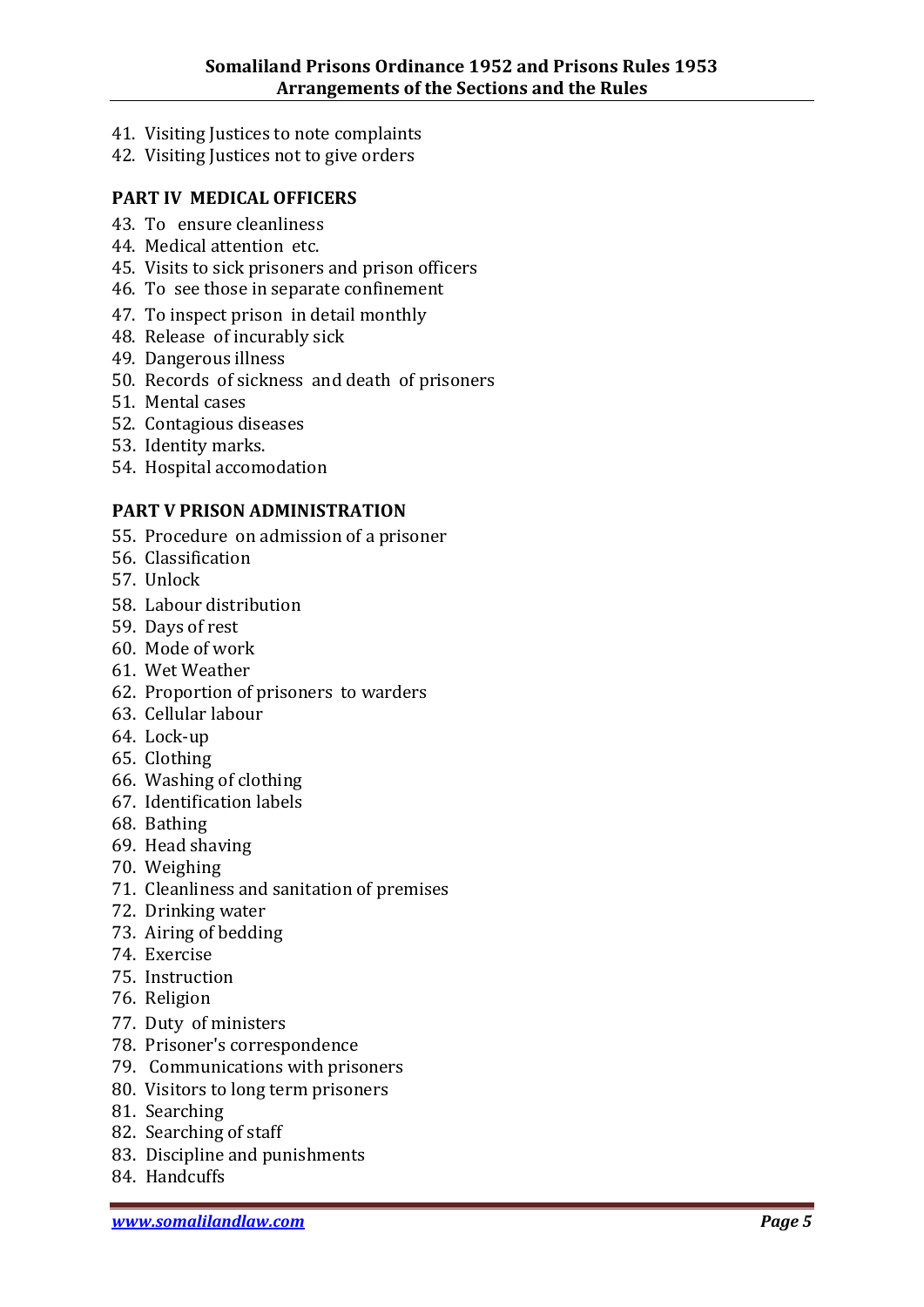41. Visiting Justices to note complaints
42. Visiting Justices not to give orders

**PART IV MEDICAL OFFICERS**

43. To ensure cleanliness
44. Medical attention etc.
45. Visits to sick prisoners and prison officers
46. To see those in separate confinement
47. To inspect prison in detail monthly
48. Release of incurably sick
49. Dangerous illness
50. Records of sickness and death of prisoners
51. Mental cases
52. Contagious diseases
53. Identity marks.
54. Hospital accomodation

**PART V PRISON ADMINISTRATION**

55. Procedure on admission of a prisoner
56. Classification
57. Unlock
58. Labour distribution
59. Days of rest
60. Mode of work
61. Wet Weather
62. Proportion of prisoners to warders
63. Cellular labour
64. Lock-up
65. Clothing
66. Washing of clothing
67. Identification labels
68. Bathing
69. Head shaving
70. Weighing
71. Cleanliness and sanitation of premises
72. Drinking water
73. Airing of bedding
74. Exercise
75. Instruction
76. Religion
77. Duty of ministers
78. Prisoner's correspondence
79. Communications with prisoners
80. Visitors to long term prisoners
81. Searching
82. Searching of staff
83. Discipline and punishments
84. Handcuffs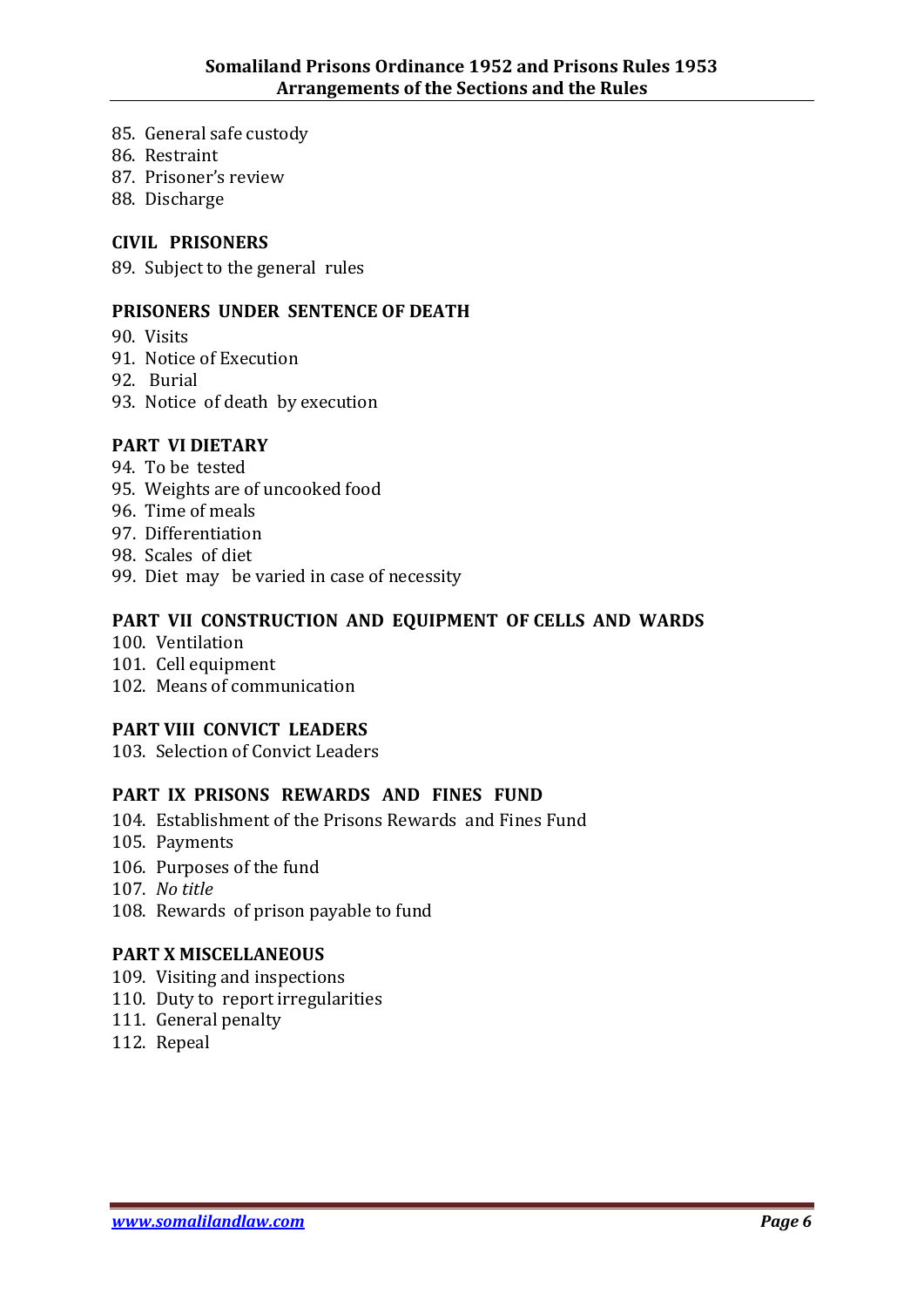85. General safe custody
86. Restraint
87. Prisoner's review
88. Discharge

**CIVIL PRISONERS**

89. Subject to the general rules

**PRISONERS UNDER SENTENCE OF DEATH**

90. Visits
91. Notice of Execution
92. Burial
93. Notice of death by execution

**PART VI DIETARY**

94. To be tested
95. Weights are of uncooked food
96. Time of meals
97. Differentiation
98. Scales of diet
99. Diet may be varied in case of necessity

**PART VII CONSTRUCTION AND EQUIPMENT OF CELLS AND WARDS**

100. Ventilation
101. Cell equipment
102. Means of communication

**PART VIII CONVICT LEADERS**

103. Selection of Convict Leaders

**PART IX PRISONS REWARDS AND FINES FUND**

104. Establishment of the Prisons Rewards and Fines Fund
105. Payments
106. Purposes of the fund
107. *No title*
108. Rewards of prison payable to fund

**PART X MISCELLANEOUS**

109. Visiting and inspections
110. Duty to report irregularities
111. General penalty
112. Repeal